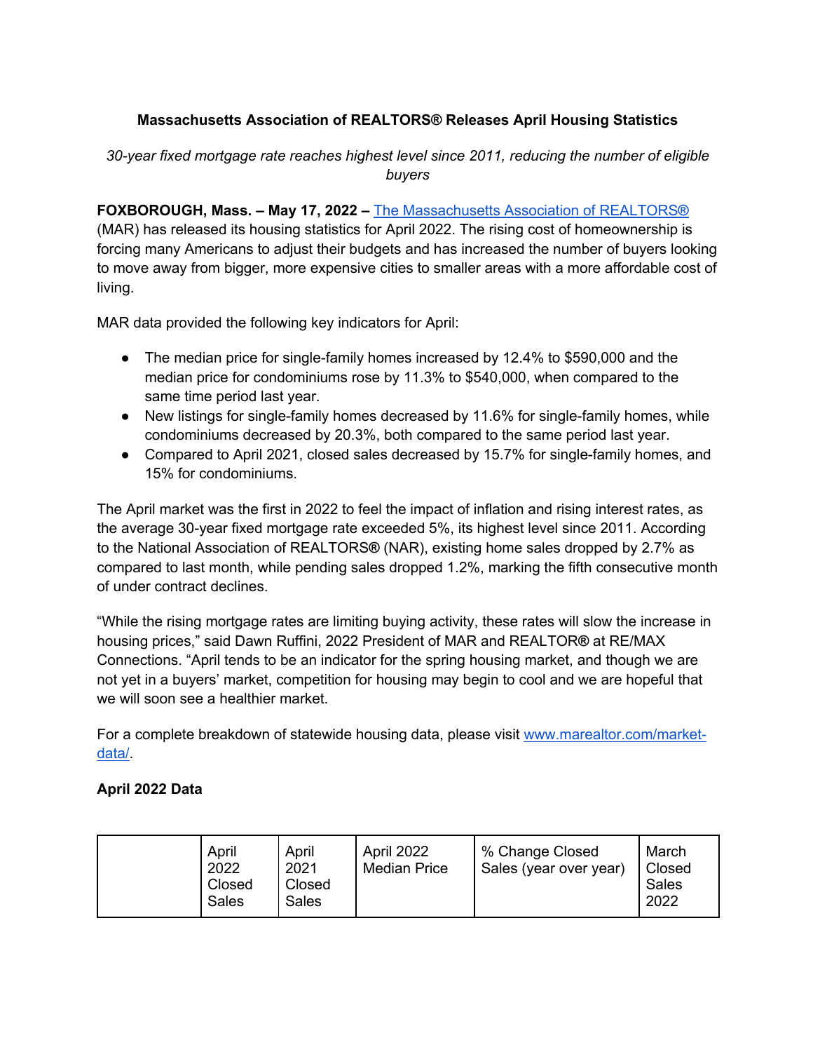# Massachusetts Association of REALTORS® Releases April Housing Statistics

*30-year fixed mortgage rate reaches highest level since 2011, reducing the number of eligible buyers*

**FOXBOROUGH, Mass. – May 17, 2022 –** The Massachusetts Association of REALTORS® (MAR) has released its housing statistics for April 2022. The rising cost of homeownership is forcing many Americans to adjust their budgets and has increased the number of buyers looking to move away from bigger, more expensive cities to smaller areas with a more affordable cost of living.

MAR data provided the following key indicators for April:

- The median price for single-family homes increased by 12.4% to $590,000 and the median price for condominiums rose by 11.3% to $540,000, when compared to the same time period last year.
- New listings for single-family homes decreased by 11.6% for single-family homes, while condominiums decreased by 20.3%, both compared to the same period last year.
- Compared to April 2021, closed sales decreased by 15.7% for single-family homes, and 15% for condominiums.

The April market was the first in 2022 to feel the impact of inflation and rising interest rates, as the average 30-year fixed mortgage rate exceeded 5%, its highest level since 2011. According to the National Association of REALTORS® (NAR), existing home sales dropped by 2.7% as compared to last month, while pending sales dropped 1.2%, marking the fifth consecutive month of under contract declines.

“While the rising mortgage rates are limiting buying activity, these rates will slow the increase in housing prices,” said Dawn Ruffini, 2022 President of MAR and REALTOR® at RE/MAX Connections. “April tends to be an indicator for the spring housing market, and though we are not yet in a buyers’ market, competition for housing may begin to cool and we are hopeful that we will soon see a healthier market.

For a complete breakdown of statewide housing data, please visit www.marealtor.com/market-data/.

**April 2022 Data**

| | April 2022 Closed Sales | April 2021 Closed Sales | April 2022 Median Price | % Change Closed Sales (year over year) | March Closed Sales 2022 |
|---|---|---|---|---|---|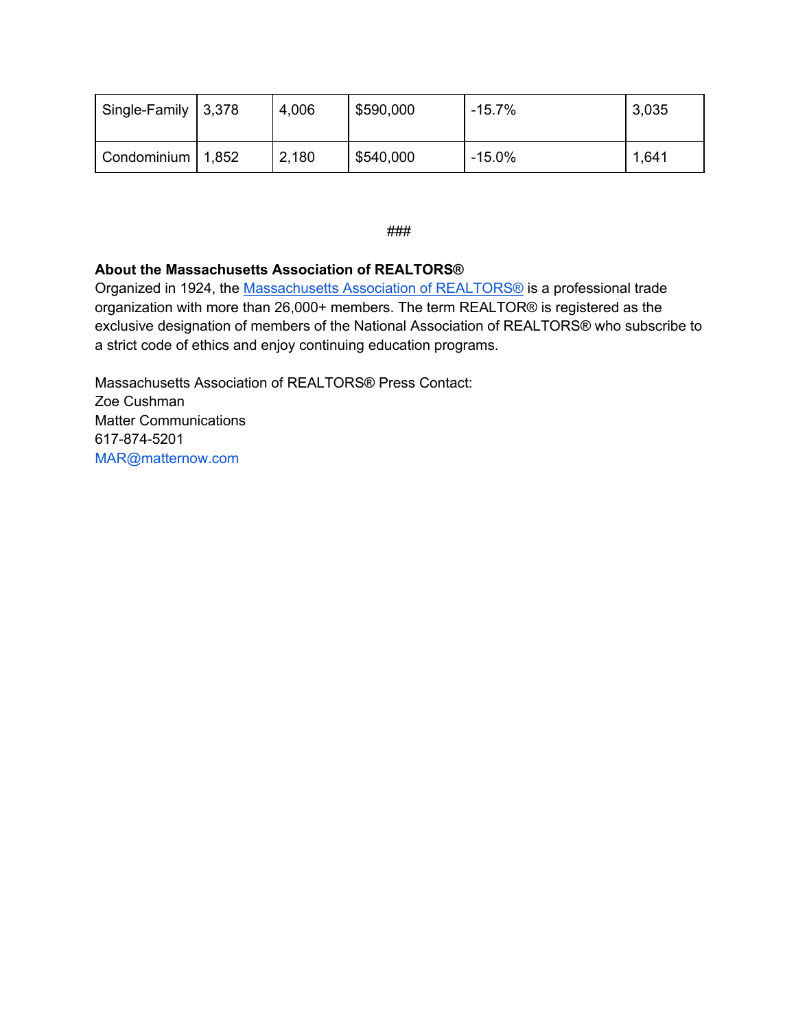| | | | | | |
|---|---|---|---|---|---|
| Single-Family | 3,378 | 4,006 | $590,000 | -15.7% | 3,035 |
| Condominium | 1,852 | 2,180 | $540,000 | -15.0% | 1,641 |

###

**About the Massachusetts Association of REALTORS®**
Organized in 1924, the Massachusetts Association of REALTORS® is a professional trade organization with more than 26,000+ members. The term REALTOR® is registered as the exclusive designation of members of the National Association of REALTORS® who subscribe to a strict code of ethics and enjoy continuing education programs.

Massachusetts Association of REALTORS® Press Contact:
Zoe Cushman
Matter Communications
617-874-5201
MAR@matternow.com